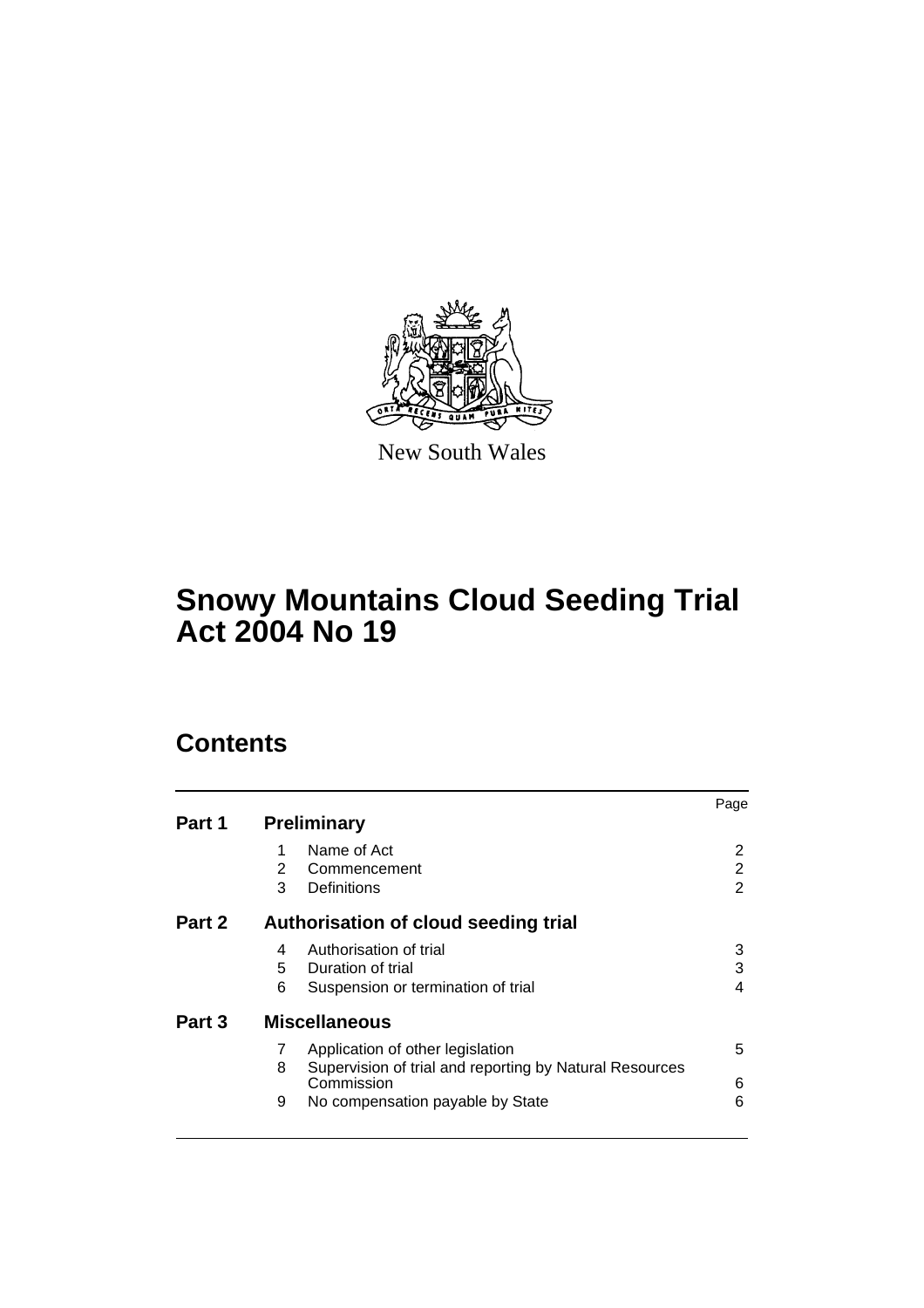New South Wales

# Snowy Mountains Cloud Seeding Trial Act 2004 No 19

## Contents

| | | | Page |
|---|---|---|---|
| **Part 1** | **Preliminary** | | |
| | 1 | Name of Act | 2 |
| | 2 | Commencement | 2 |
| | 3 | Definitions | 2 |
| **Part 2** | **Authorisation of cloud seeding trial** | | |
| | 4 | Authorisation of trial | 3 |
| | 5 | Duration of trial | 3 |
| | 6 | Suspension or termination of trial | 4 |
| **Part 3** | **Miscellaneous** | | |
| | 7 | Application of other legislation | 5 |
| | 8 | Supervision of trial and reporting by Natural Resources Commission | 6 |
| | 9 | No compensation payable by State | 6 |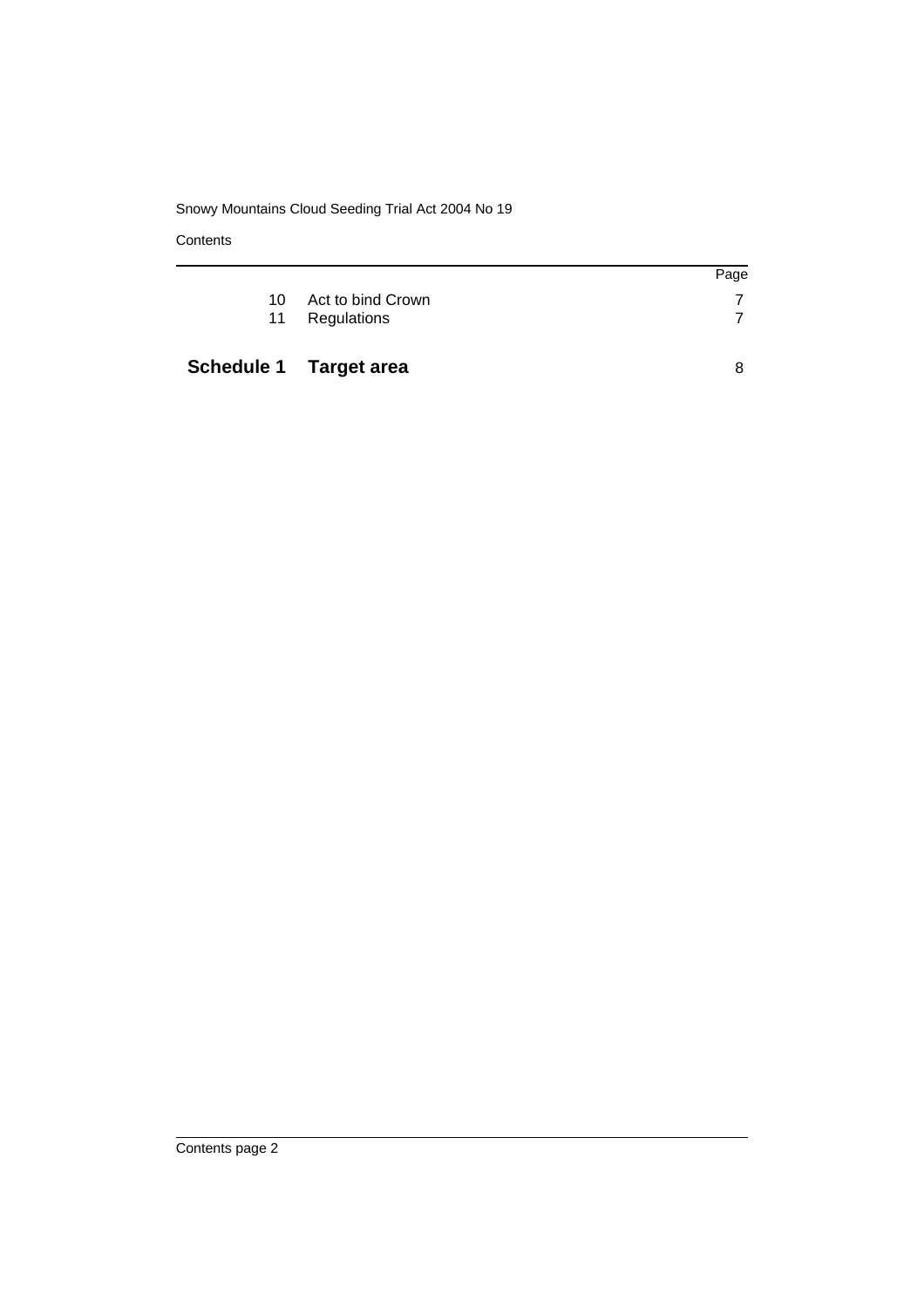| | | Page |
|---|---|---|
| 10 | Act to bind Crown | 7 |
| 11 | Regulations | 7 |
| **Schedule 1** | **Target area** | 8 |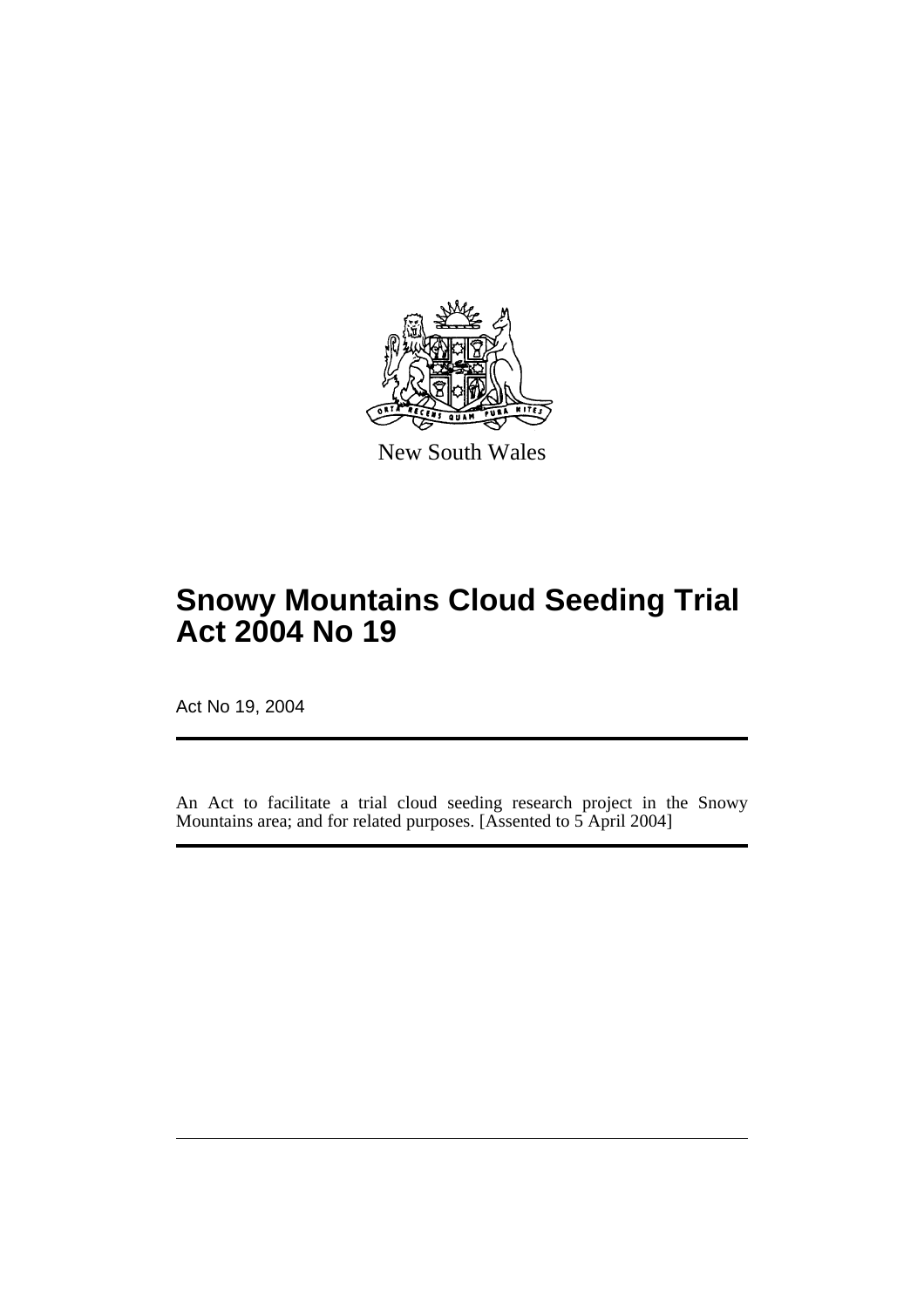New South Wales

# Snowy Mountains Cloud Seeding Trial Act 2004 No 19

Act No 19, 2004

An Act to facilitate a trial cloud seeding research project in the Snowy Mountains area; and for related purposes. [Assented to 5 April 2004]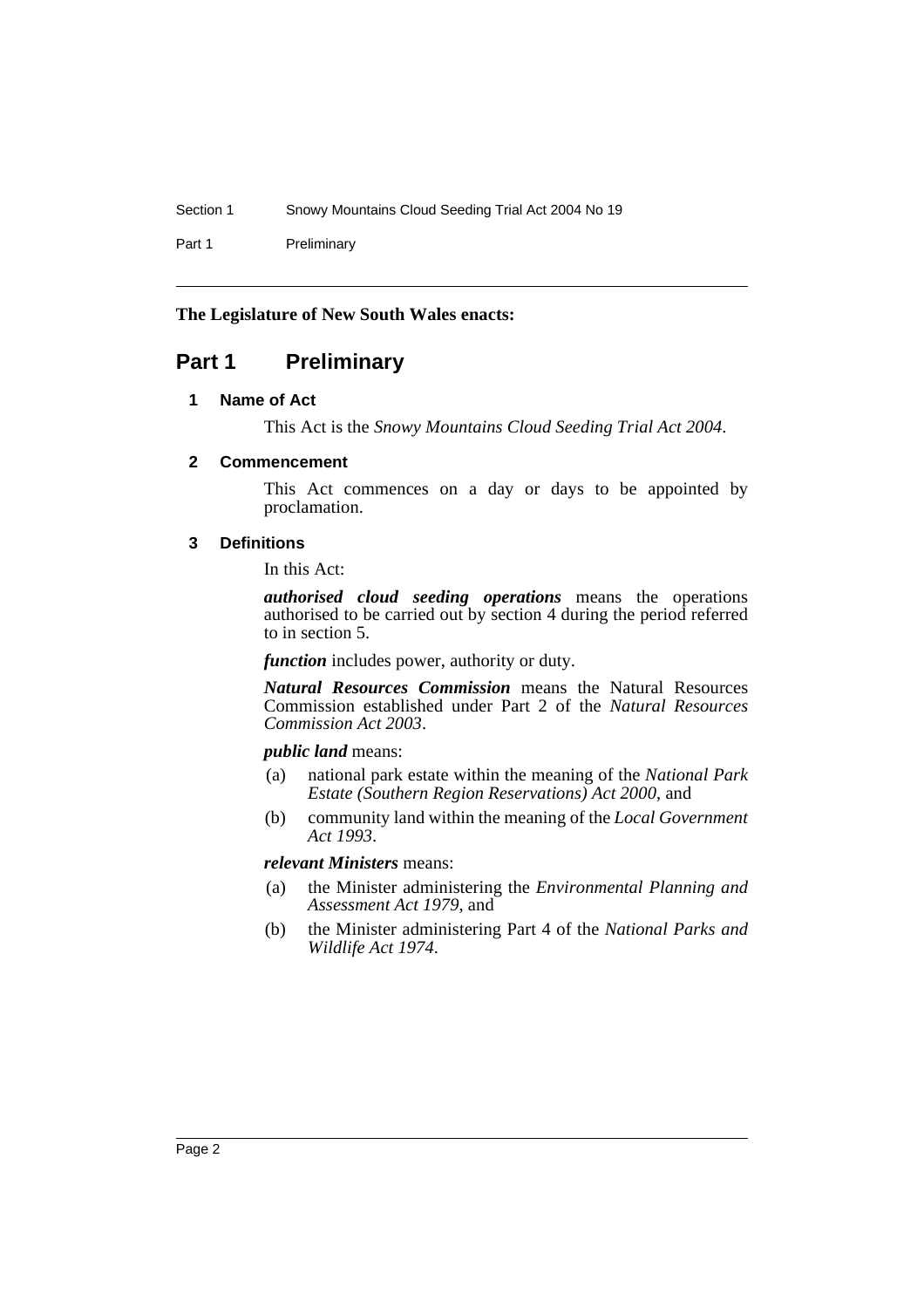**The Legislature of New South Wales enacts:**

# Part 1 Preliminary

### 1 Name of Act

This Act is the *Snowy Mountains Cloud Seeding Trial Act 2004*.

### 2 Commencement

This Act commences on a day or days to be appointed by proclamation.

### 3 Definitions

In this Act:

***authorised cloud seeding operations*** means the operations authorised to be carried out by section 4 during the period referred to in section 5.

***function*** includes power, authority or duty.

***Natural Resources Commission*** means the Natural Resources Commission established under Part 2 of the *Natural Resources Commission Act 2003*.

***public land*** means:

(a) national park estate within the meaning of the *National Park Estate (Southern Region Reservations) Act 2000*, and

(b) community land within the meaning of the *Local Government Act 1993*.

***relevant Ministers*** means:

(a) the Minister administering the *Environmental Planning and Assessment Act 1979*, and

(b) the Minister administering Part 4 of the *National Parks and Wildlife Act 1974*.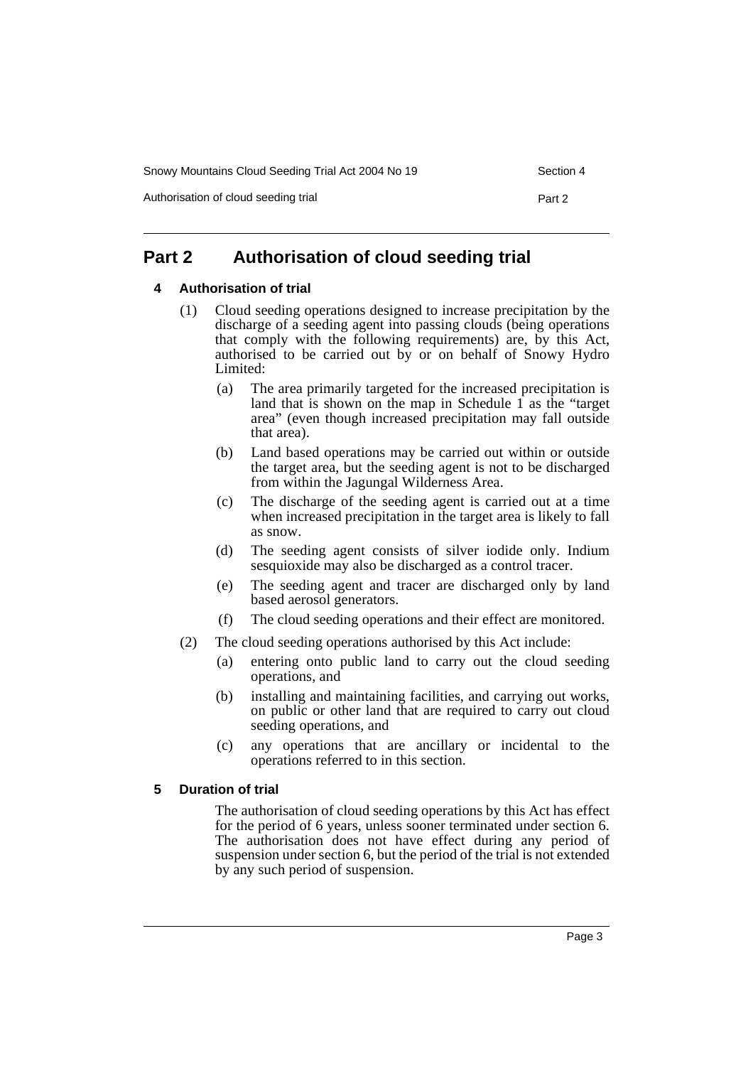# Part 2 Authorisation of cloud seeding trial

## 4 Authorisation of trial

(1) Cloud seeding operations designed to increase precipitation by the discharge of a seeding agent into passing clouds (being operations that comply with the following requirements) are, by this Act, authorised to be carried out by or on behalf of Snowy Hydro Limited:

(a) The area primarily targeted for the increased precipitation is land that is shown on the map in Schedule 1 as the "target area" (even though increased precipitation may fall outside that area).

(b) Land based operations may be carried out within or outside the target area, but the seeding agent is not to be discharged from within the Jagungal Wilderness Area.

(c) The discharge of the seeding agent is carried out at a time when increased precipitation in the target area is likely to fall as snow.

(d) The seeding agent consists of silver iodide only. Indium sesquioxide may also be discharged as a control tracer.

(e) The seeding agent and tracer are discharged only by land based aerosol generators.

(f) The cloud seeding operations and their effect are monitored.

(2) The cloud seeding operations authorised by this Act include:

(a) entering onto public land to carry out the cloud seeding operations, and

(b) installing and maintaining facilities, and carrying out works, on public or other land that are required to carry out cloud seeding operations, and

(c) any operations that are ancillary or incidental to the operations referred to in this section.

## 5 Duration of trial

The authorisation of cloud seeding operations by this Act has effect for the period of 6 years, unless sooner terminated under section 6. The authorisation does not have effect during any period of suspension under section 6, but the period of the trial is not extended by any such period of suspension.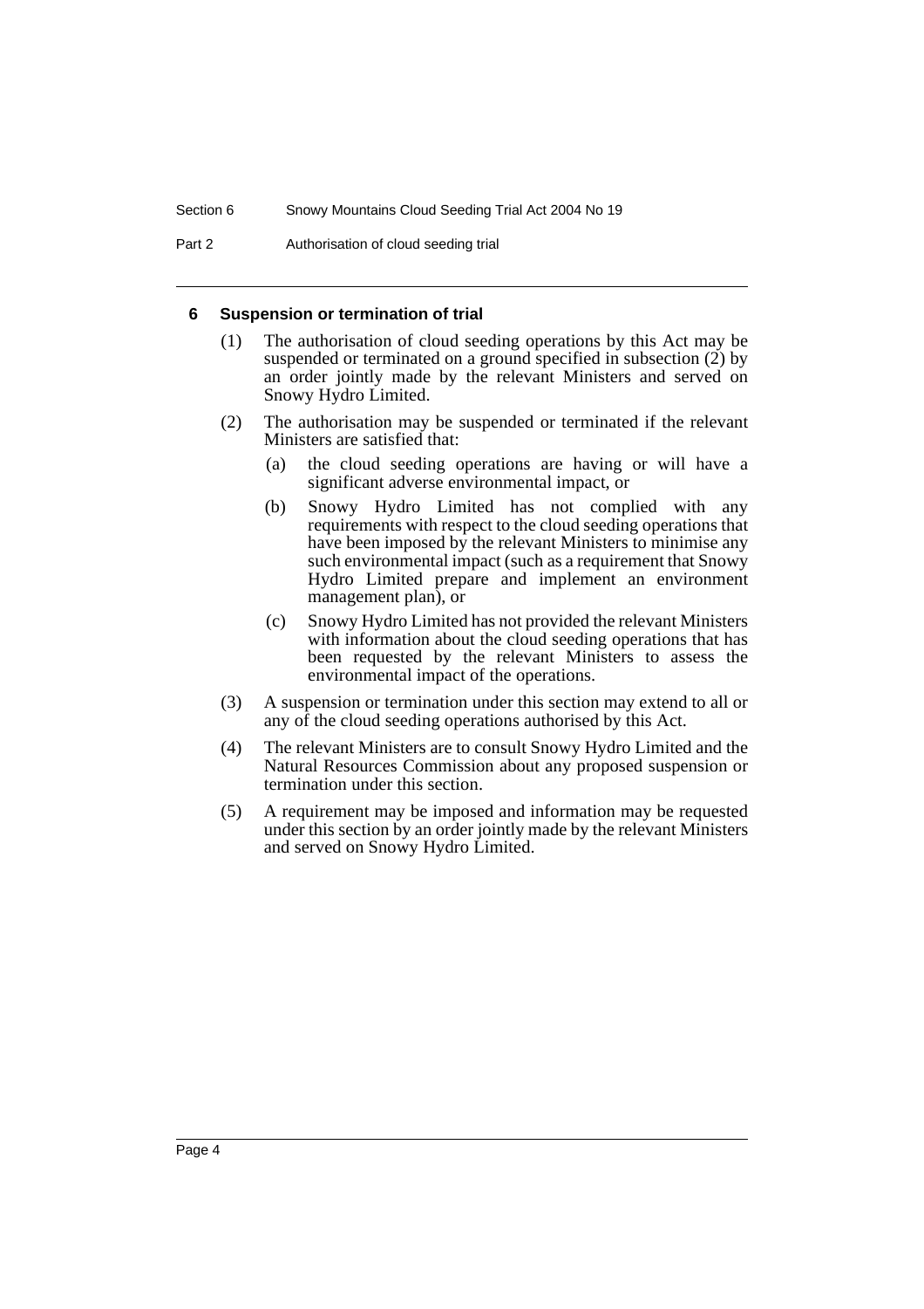## 6 Suspension or termination of trial

(1) The authorisation of cloud seeding operations by this Act may be suspended or terminated on a ground specified in subsection (2) by an order jointly made by the relevant Ministers and served on Snowy Hydro Limited.

(2) The authorisation may be suspended or terminated if the relevant Ministers are satisfied that:

- (a) the cloud seeding operations are having or will have a significant adverse environmental impact, or
- (b) Snowy Hydro Limited has not complied with any requirements with respect to the cloud seeding operations that have been imposed by the relevant Ministers to minimise any such environmental impact (such as a requirement that Snowy Hydro Limited prepare and implement an environment management plan), or
- (c) Snowy Hydro Limited has not provided the relevant Ministers with information about the cloud seeding operations that has been requested by the relevant Ministers to assess the environmental impact of the operations.

(3) A suspension or termination under this section may extend to all or any of the cloud seeding operations authorised by this Act.

(4) The relevant Ministers are to consult Snowy Hydro Limited and the Natural Resources Commission about any proposed suspension or termination under this section.

(5) A requirement may be imposed and information may be requested under this section by an order jointly made by the relevant Ministers and served on Snowy Hydro Limited.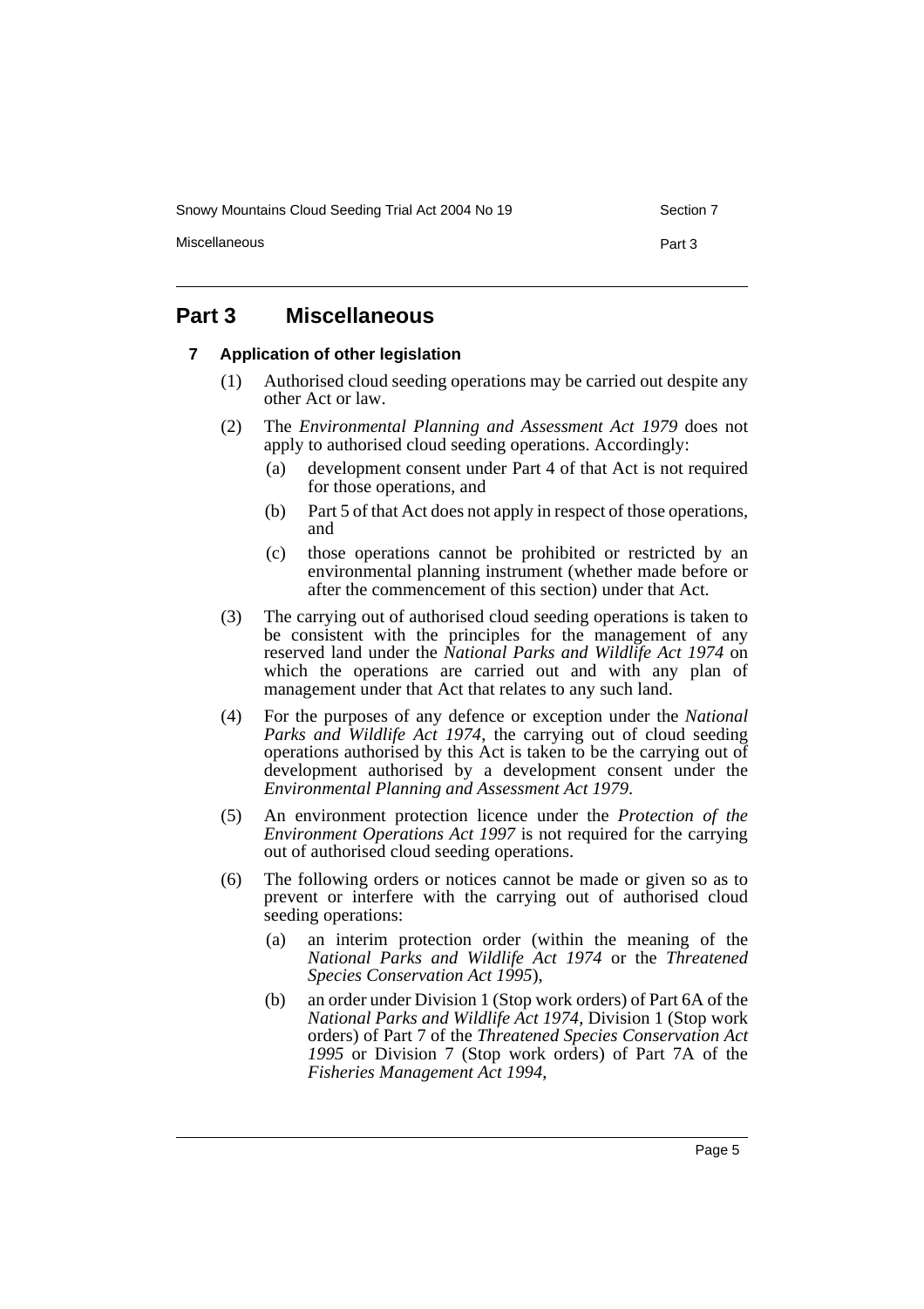## Part 3 Miscellaneous

### 7 Application of other legislation

(1) Authorised cloud seeding operations may be carried out despite any other Act or law.

(2) The *Environmental Planning and Assessment Act 1979* does not apply to authorised cloud seeding operations. Accordingly:

- (a) development consent under Part 4 of that Act is not required for those operations, and
- (b) Part 5 of that Act does not apply in respect of those operations, and
- (c) those operations cannot be prohibited or restricted by an environmental planning instrument (whether made before or after the commencement of this section) under that Act.

(3) The carrying out of authorised cloud seeding operations is taken to be consistent with the principles for the management of any reserved land under the *National Parks and Wildlife Act 1974* on which the operations are carried out and with any plan of management under that Act that relates to any such land.

(4) For the purposes of any defence or exception under the *National Parks and Wildlife Act 1974*, the carrying out of cloud seeding operations authorised by this Act is taken to be the carrying out of development authorised by a development consent under the *Environmental Planning and Assessment Act 1979*.

(5) An environment protection licence under the *Protection of the Environment Operations Act 1997* is not required for the carrying out of authorised cloud seeding operations.

(6) The following orders or notices cannot be made or given so as to prevent or interfere with the carrying out of authorised cloud seeding operations:

- (a) an interim protection order (within the meaning of the *National Parks and Wildlife Act 1974* or the *Threatened Species Conservation Act 1995*),
- (b) an order under Division 1 (Stop work orders) of Part 6A of the *National Parks and Wildlife Act 1974*, Division 1 (Stop work orders) of Part 7 of the *Threatened Species Conservation Act 1995* or Division 7 (Stop work orders) of Part 7A of the *Fisheries Management Act 1994*,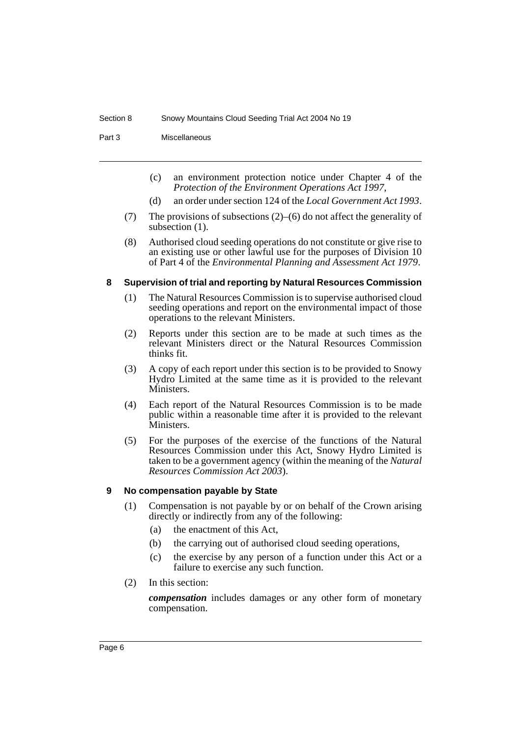(c) an environment protection notice under Chapter 4 of the *Protection of the Environment Operations Act 1997*,

(d) an order under section 124 of the *Local Government Act 1993*.

(7) The provisions of subsections (2)–(6) do not affect the generality of subsection (1).

(8) Authorised cloud seeding operations do not constitute or give rise to an existing use or other lawful use for the purposes of Division 10 of Part 4 of the *Environmental Planning and Assessment Act 1979*.

### 8 Supervision of trial and reporting by Natural Resources Commission

(1) The Natural Resources Commission is to supervise authorised cloud seeding operations and report on the environmental impact of those operations to the relevant Ministers.

(2) Reports under this section are to be made at such times as the relevant Ministers direct or the Natural Resources Commission thinks fit.

(3) A copy of each report under this section is to be provided to Snowy Hydro Limited at the same time as it is provided to the relevant Ministers.

(4) Each report of the Natural Resources Commission is to be made public within a reasonable time after it is provided to the relevant Ministers.

(5) For the purposes of the exercise of the functions of the Natural Resources Commission under this Act, Snowy Hydro Limited is taken to be a government agency (within the meaning of the *Natural Resources Commission Act 2003*).

### 9 No compensation payable by State

(1) Compensation is not payable by or on behalf of the Crown arising directly or indirectly from any of the following:

(a) the enactment of this Act,

(b) the carrying out of authorised cloud seeding operations,

(c) the exercise by any person of a function under this Act or a failure to exercise any such function.

(2) In this section:

***compensation*** includes damages or any other form of monetary compensation.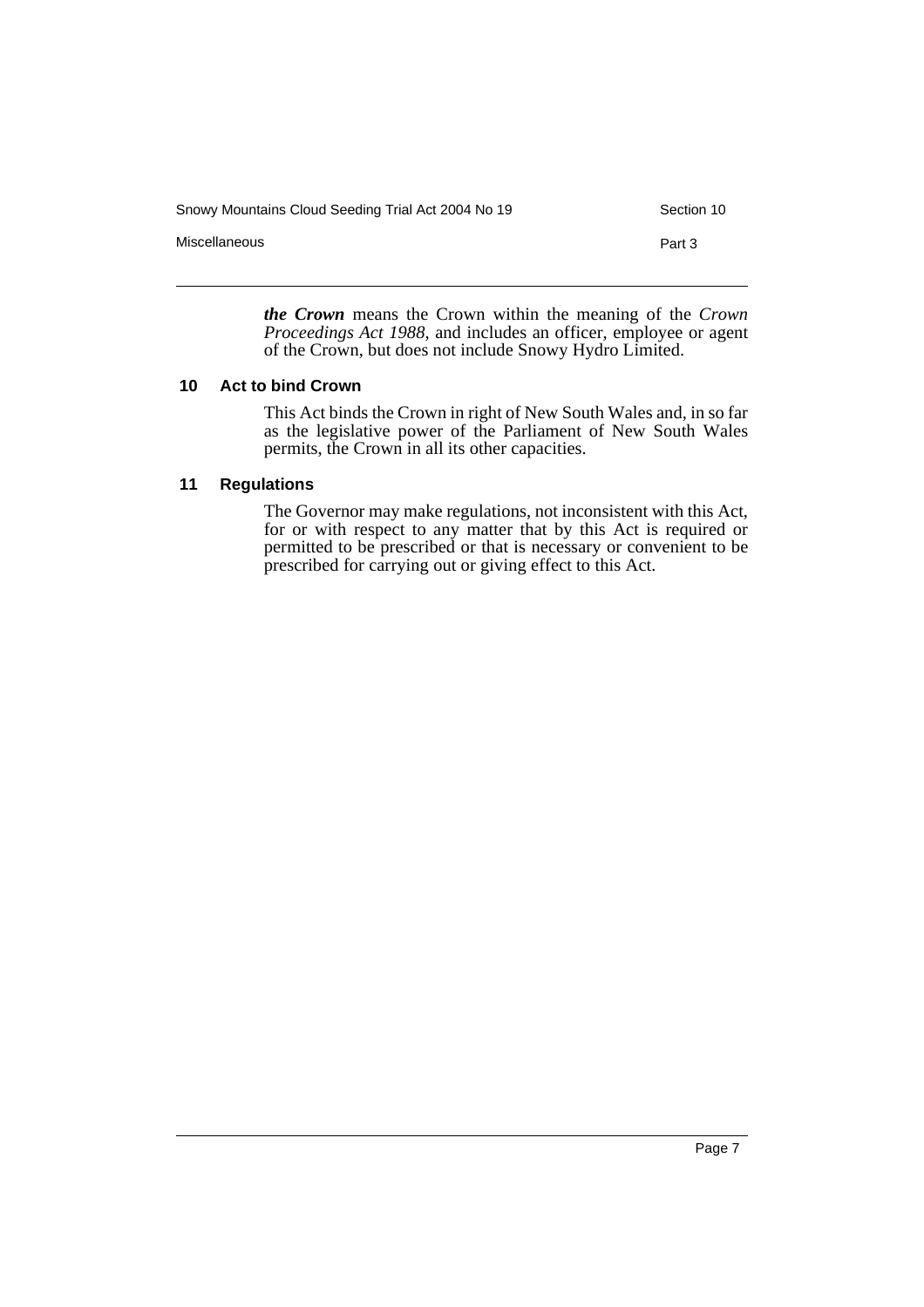***the Crown*** means the Crown within the meaning of the *Crown Proceedings Act 1988*, and includes an officer, employee or agent of the Crown, but does not include Snowy Hydro Limited.

### 10 Act to bind Crown

This Act binds the Crown in right of New South Wales and, in so far as the legislative power of the Parliament of New South Wales permits, the Crown in all its other capacities.

### 11 Regulations

The Governor may make regulations, not inconsistent with this Act, for or with respect to any matter that by this Act is required or permitted to be prescribed or that is necessary or convenient to be prescribed for carrying out or giving effect to this Act.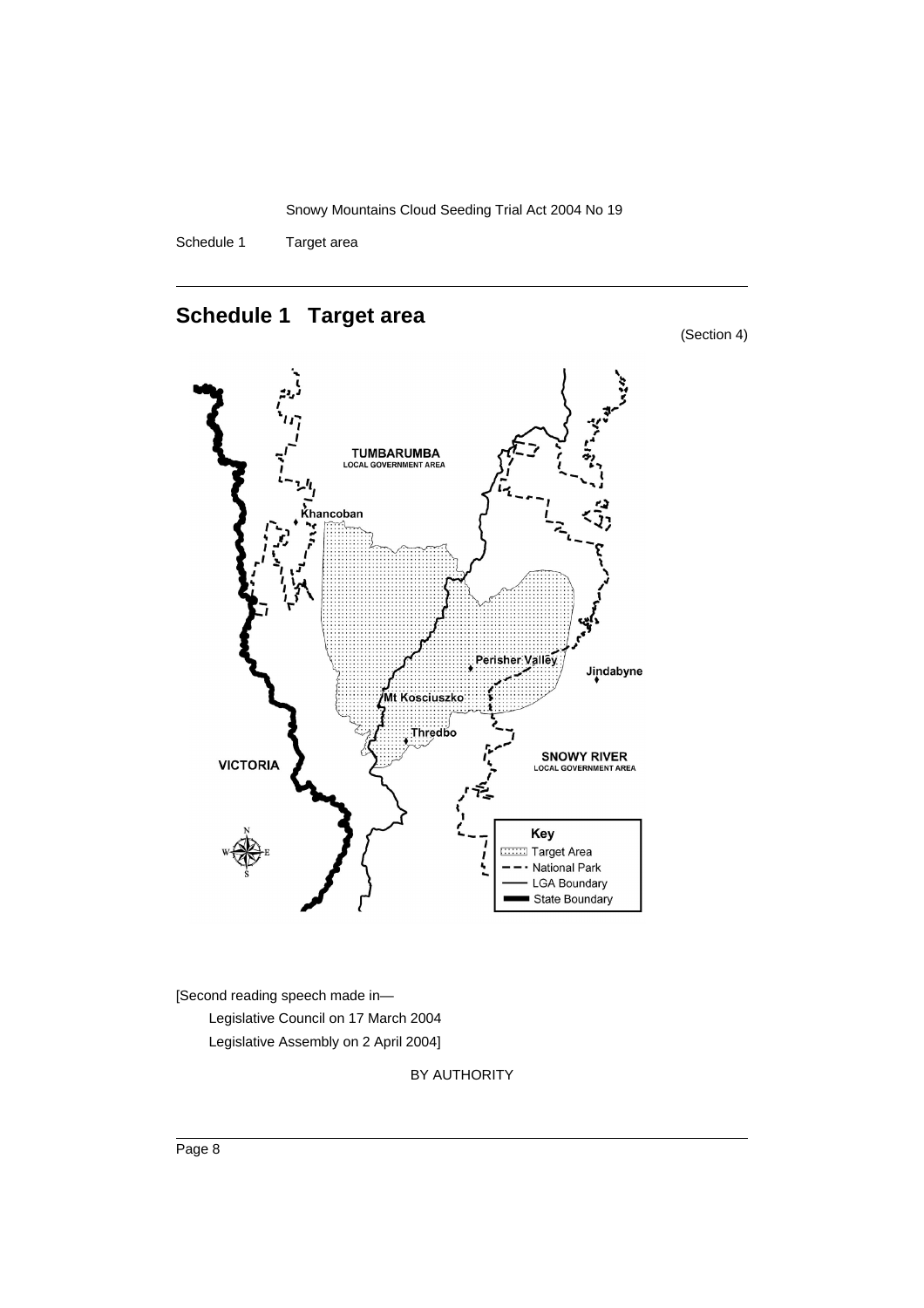# Schedule 1 Target area

(Section 4)

TUMBARUMBA
LOCAL GOVERNMENT AREA

Khancoban

Perisher Valley

Jindabyne

Mt Kosciuszko

Thredbo

VICTORIA

SNOWY RIVER
LOCAL GOVERNMENT AREA

N
W E
S

Key
Target Area
National Park
LGA Boundary
State Boundary

[Second reading speech made in—

Legislative Council on 17 March 2004

Legislative Assembly on 2 April 2004]

BY AUTHORITY